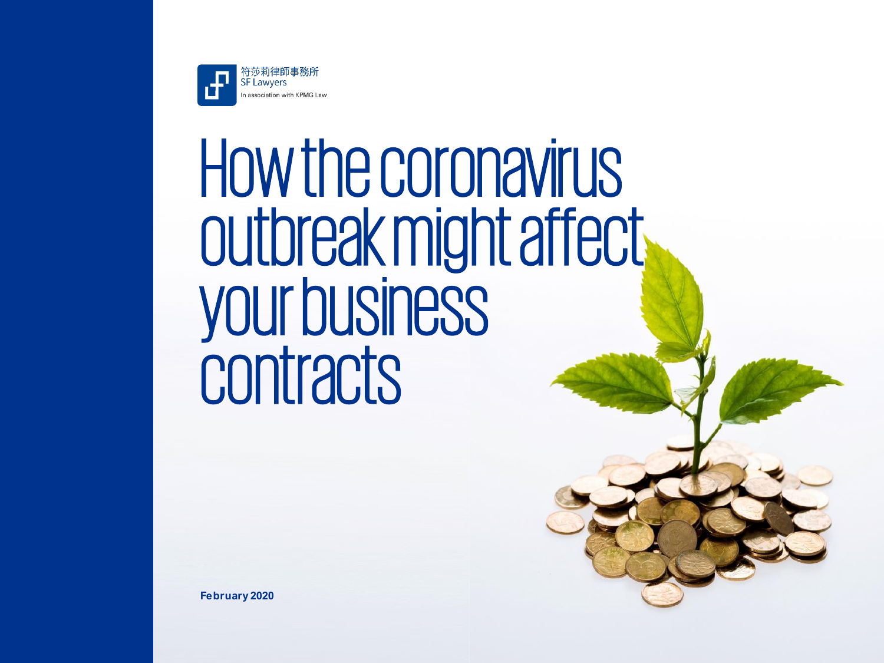符莎莉律師事務所
SF Lawyers
In association with KPMG Law

# How the coronavirus outbreak might affect your business contracts

**February 2020**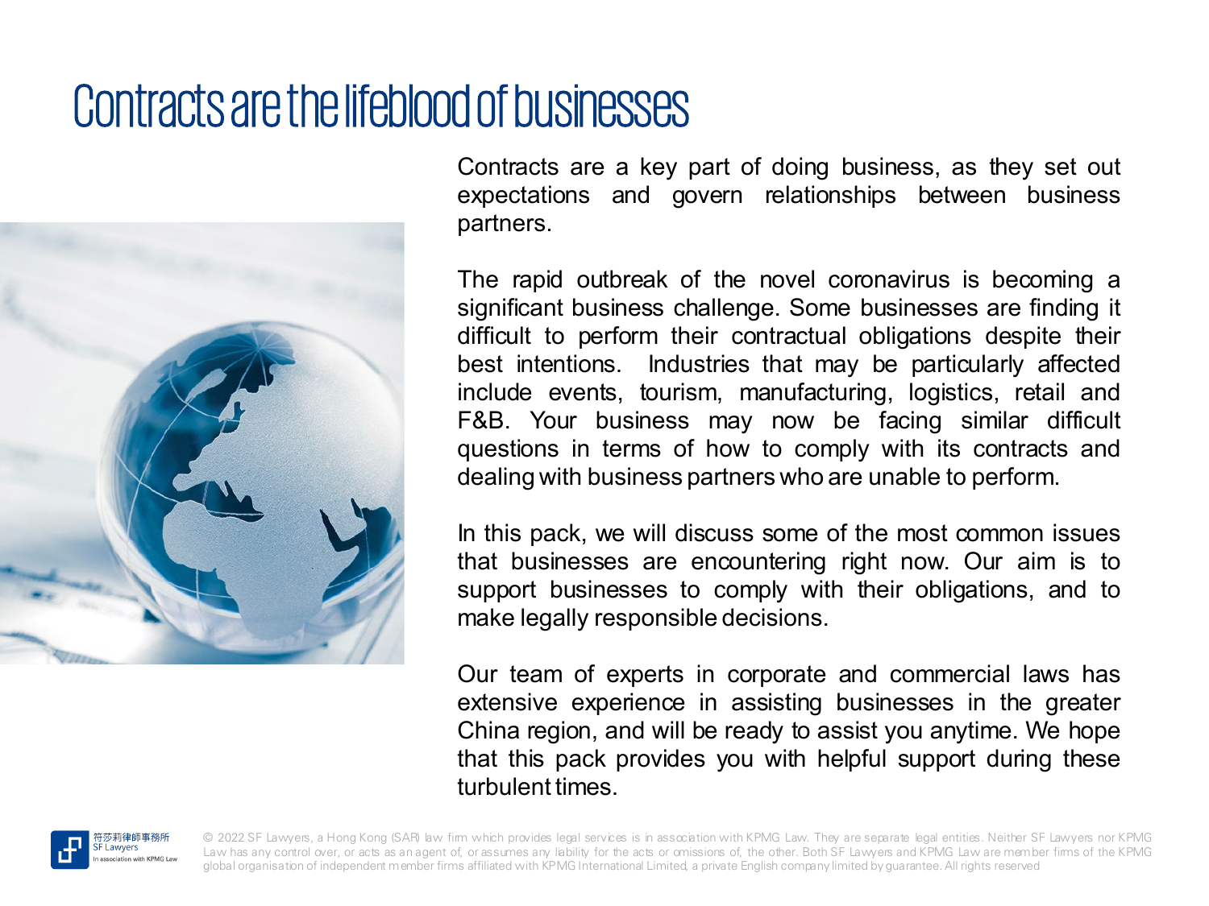# Contracts are the lifeblood of businesses

Contracts are a key part of doing business, as they set out expectations and govern relationships between business partners.

The rapid outbreak of the novel coronavirus is becoming a significant business challenge. Some businesses are finding it difficult to perform their contractual obligations despite their best intentions. Industries that may be particularly affected include events, tourism, manufacturing, logistics, retail and F&B. Your business may now be facing similar difficult questions in terms of how to comply with its contracts and dealing with business partners who are unable to perform.

In this pack, we will discuss some of the most common issues that businesses are encountering right now. Our aim is to support businesses to comply with their obligations, and to make legally responsible decisions.

Our team of experts in corporate and commercial laws has extensive experience in assisting businesses in the greater China region, and will be ready to assist you anytime. We hope that this pack provides you with helpful support during these turbulent times.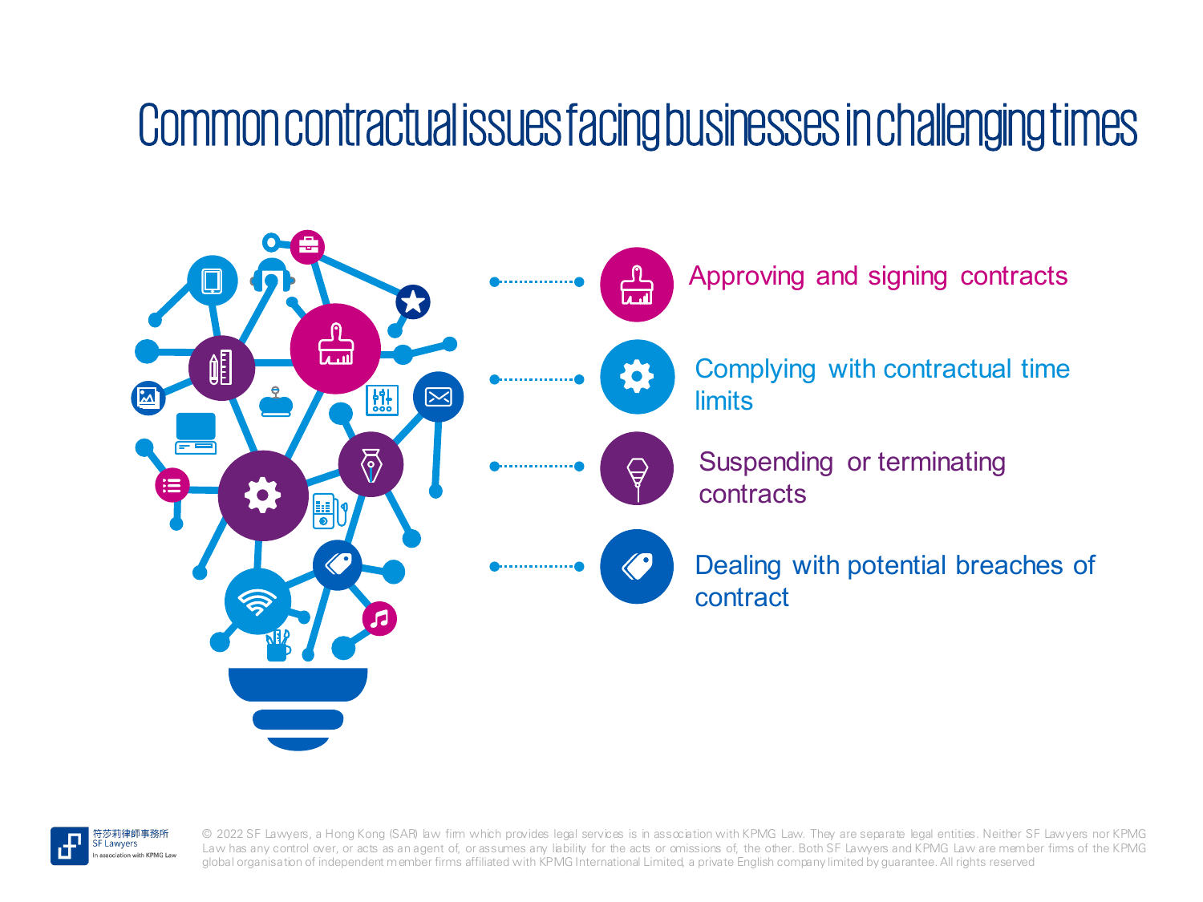# Common contractual issues facing businesses in challenging times

- Approving and signing contracts
- Complying with contractual time limits
- Suspending or terminating contracts
- Dealing with potential breaches of contract

符莎莉律師事務所
SF Lawyers
In association with KPMG Law

© 2022 SF Lawyers, a Hong Kong (SAR) law firm which provides legal services is in association with KPMG Law. They are separate legal entities. Neither SF Lawyers nor KPMG Law has any control over, or acts as an agent of, or assumes any liability for the acts or omissions of, the other. Both SF Lawyers and KPMG Law are member firms of the KPMG global organisation of independent member firms affiliated with KPMG International Limited, a private English company limited by guarantee. All rights reserved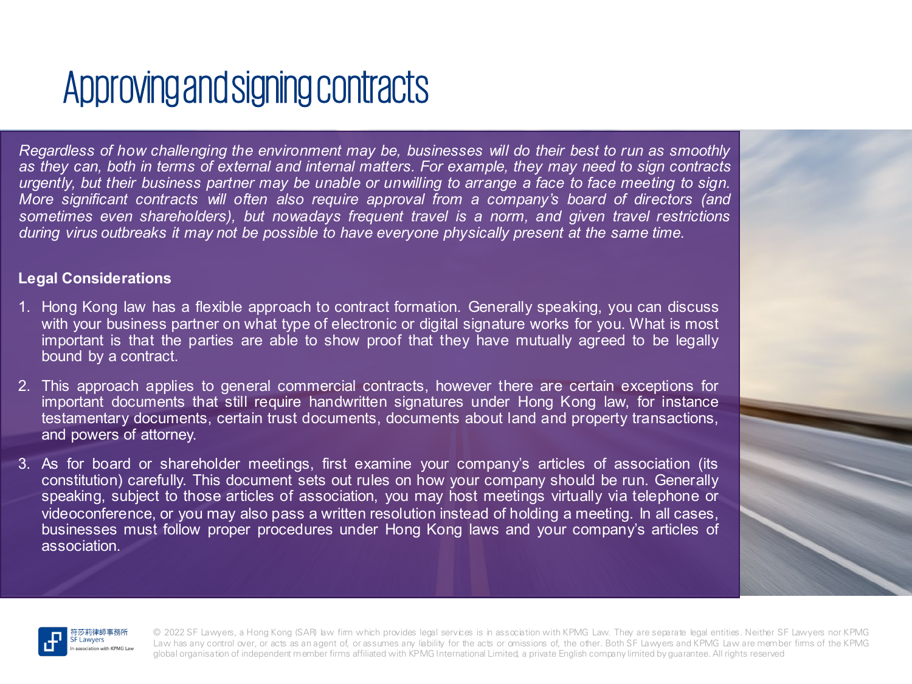# Approving and signing contracts

*Regardless of how challenging the environment may be, businesses will do their best to run as smoothly as they can, both in terms of external and internal matters. For example, they may need to sign contracts urgently, but their business partner may be unable or unwilling to arrange a face to face meeting to sign. More significant contracts will often also require approval from a company's board of directors (and sometimes even shareholders), but nowadays frequent travel is a norm, and given travel restrictions during virus outbreaks it may not be possible to have everyone physically present at the same time.*

**Legal Considerations**

1. Hong Kong law has a flexible approach to contract formation. Generally speaking, you can discuss with your business partner on what type of electronic or digital signature works for you. What is most important is that the parties are able to show proof that they have mutually agreed to be legally bound by a contract.
2. This approach applies to general commercial contracts, however there are certain exceptions for important documents that still require handwritten signatures under Hong Kong law, for instance testamentary documents, certain trust documents, documents about land and property transactions, and powers of attorney.
3. As for board or shareholder meetings, first examine your company's articles of association (its constitution) carefully. This document sets out rules on how your company should be run. Generally speaking, subject to those articles of association, you may host meetings virtually via telephone or videoconference, or you may also pass a written resolution instead of holding a meeting. In all cases, businesses must follow proper procedures under Hong Kong laws and your company's articles of association.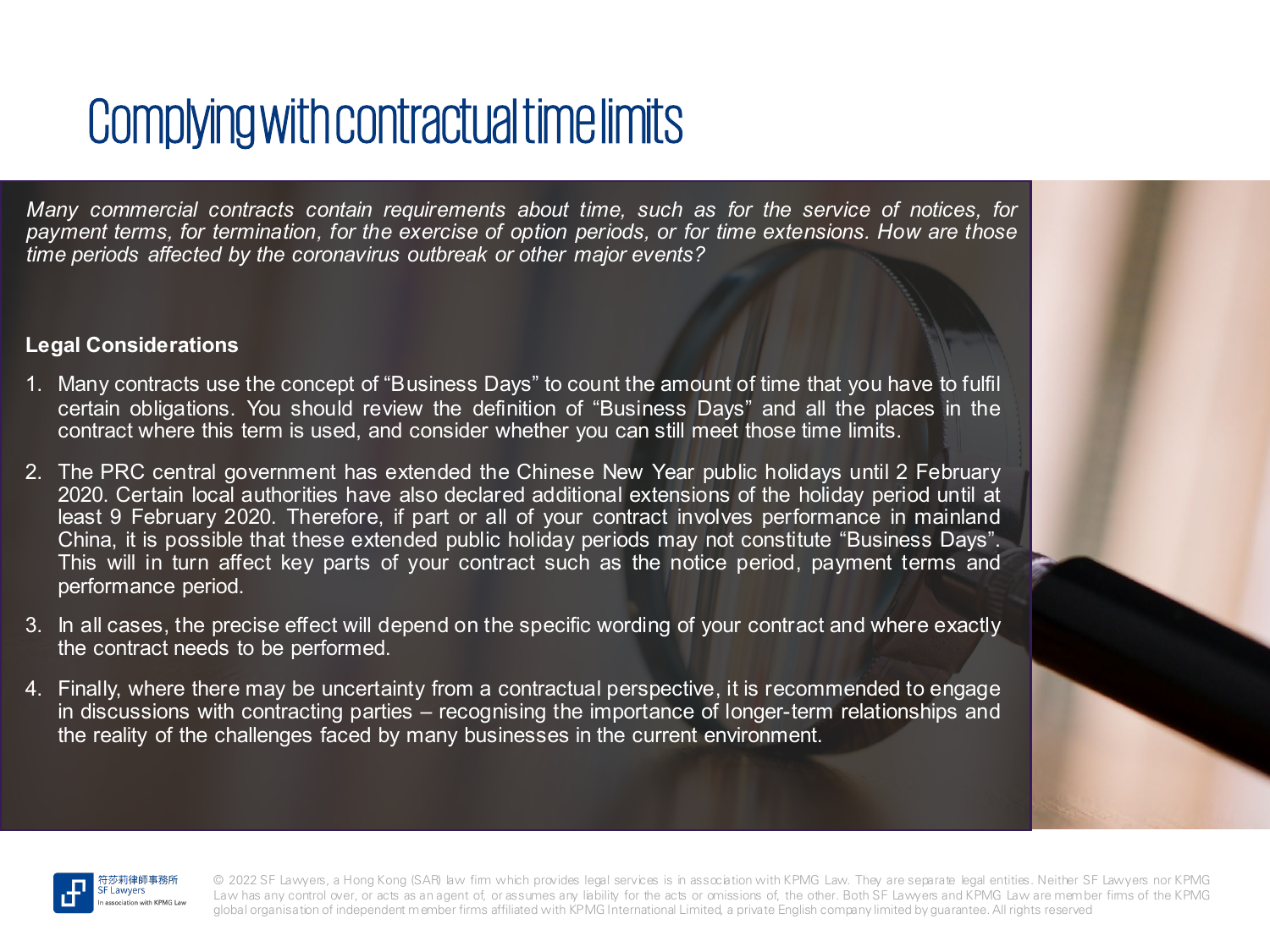# Complying with contractual time limits

*Many commercial contracts contain requirements about time, such as for the service of notices, for payment terms, for termination, for the exercise of option periods, or for time extensions. How are those time periods affected by the coronavirus outbreak or other major events?*

**Legal Considerations**

1. Many contracts use the concept of "Business Days" to count the amount of time that you have to fulfil certain obligations. You should review the definition of "Business Days" and all the places in the contract where this term is used, and consider whether you can still meet those time limits.
2. The PRC central government has extended the Chinese New Year public holidays until 2 February 2020. Certain local authorities have also declared additional extensions of the holiday period until at least 9 February 2020. Therefore, if part or all of your contract involves performance in mainland China, it is possible that these extended public holiday periods may not constitute "Business Days". This will in turn affect key parts of your contract such as the notice period, payment terms and performance period.
3. In all cases, the precise effect will depend on the specific wording of your contract and where exactly the contract needs to be performed.
4. Finally, where there may be uncertainty from a contractual perspective, it is recommended to engage in discussions with contracting parties – recognising the importance of longer-term relationships and the reality of the challenges faced by many businesses in the current environment.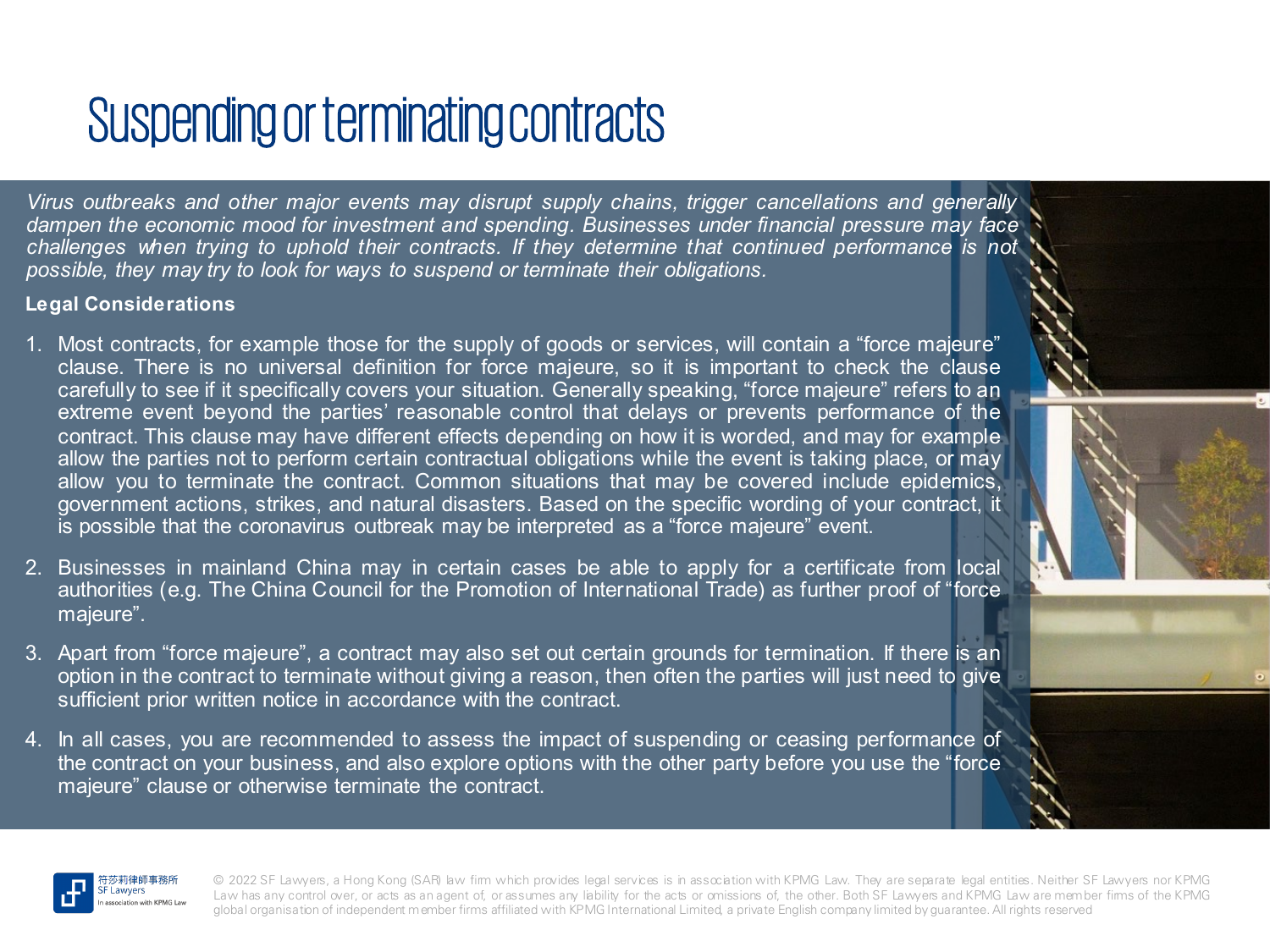# Suspending or terminating contracts

*Virus outbreaks and other major events may disrupt supply chains, trigger cancellations and generally dampen the economic mood for investment and spending. Businesses under financial pressure may face challenges when trying to uphold their contracts. If they determine that continued performance is not possible, they may try to look for ways to suspend or terminate their obligations.*

**Legal Considerations**

1. Most contracts, for example those for the supply of goods or services, will contain a "force majeure" clause. There is no universal definition for force majeure, so it is important to check the clause carefully to see if it specifically covers your situation. Generally speaking, "force majeure" refers to an extreme event beyond the parties' reasonable control that delays or prevents performance of the contract. This clause may have different effects depending on how it is worded, and may for example allow the parties not to perform certain contractual obligations while the event is taking place, or may allow you to terminate the contract. Common situations that may be covered include epidemics, government actions, strikes, and natural disasters. Based on the specific wording of your contract, it is possible that the coronavirus outbreak may be interpreted as a "force majeure" event.

2. Businesses in mainland China may in certain cases be able to apply for a certificate from local authorities (e.g. The China Council for the Promotion of International Trade) as further proof of "force majeure".

3. Apart from "force majeure", a contract may also set out certain grounds for termination. If there is an option in the contract to terminate without giving a reason, then often the parties will just need to give sufficient prior written notice in accordance with the contract.

4. In all cases, you are recommended to assess the impact of suspending or ceasing performance of the contract on your business, and also explore options with the other party before you use the "force majeure" clause or otherwise terminate the contract.

符莎莉律師事務所
SF Lawyers
In association with KPMG Law

© 2022 SF Lawyers, a Hong Kong (SAR) law firm which provides legal services is in association with KPMG Law. They are separate legal entities. Neither SF Lawyers nor KPMG Law has any control over, or acts as an agent of, or assumes any liability for the acts or omissions of, the other. Both SF Lawyers and KPMG Law are member firms of the KPMG global organisation of independent member firms affiliated with KPMG International Limited, a private English company limited by guarantee. All rights reserved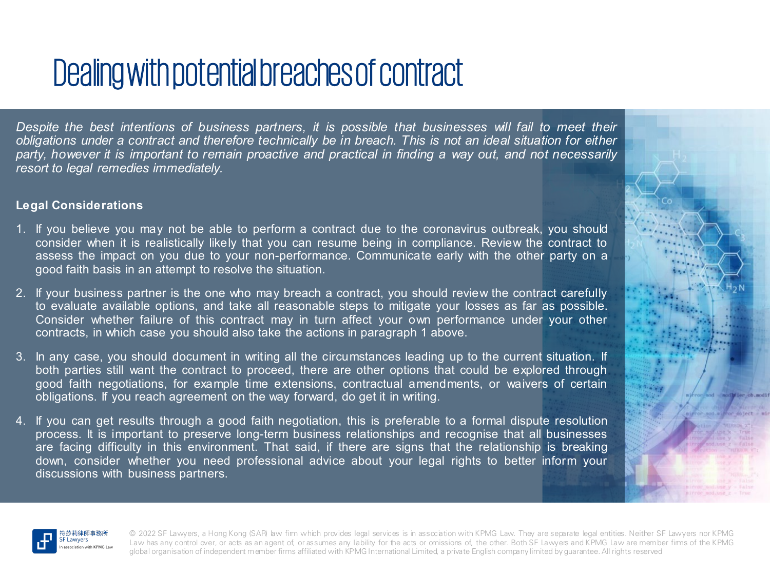# Dealing with potential breaches of contract

*Despite the best intentions of business partners, it is possible that businesses will fail to meet their obligations under a contract and therefore technically be in breach. This is not an ideal situation for either party, however it is important to remain proactive and practical in finding a way out, and not necessarily resort to legal remedies immediately.*

**Legal Considerations**

1. If you believe you may not be able to perform a contract due to the coronavirus outbreak, you should consider when it is realistically likely that you can resume being in compliance. Review the contract to assess the impact on you due to your non-performance. Communicate early with the other party on a good faith basis in an attempt to resolve the situation.
2. If your business partner is the one who may breach a contract, you should review the contract carefully to evaluate available options, and take all reasonable steps to mitigate your losses as far as possible. Consider whether failure of this contract may in turn affect your own performance under your other contracts, in which case you should also take the actions in paragraph 1 above.
3. In any case, you should document in writing all the circumstances leading up to the current situation. If both parties still want the contract to proceed, there are other options that could be explored through good faith negotiations, for example time extensions, contractual amendments, or waivers of certain obligations. If you reach agreement on the way forward, do get it in writing.
4. If you can get results through a good faith negotiation, this is preferable to a formal dispute resolution process. It is important to preserve long-term business relationships and recognise that all businesses are facing difficulty in this environment. That said, if there are signs that the relationship is breaking down, consider whether you need professional advice about your legal rights to better inform your discussions with business partners.

© 2022 SF Lawyers, a Hong Kong (SAR) law firm which provides legal services is in association with KPMG Law. They are separate legal entities. Neither SF Lawyers nor KPMG Law has any control over, or acts as an agent of, or assumes any liability for the acts or omissions of, the other. Both SF Lawyers and KPMG Law are member firms of the KPMG global organisation of independent member firms affiliated with KPMG International Limited, a private English company limited by guarantee. All rights reserved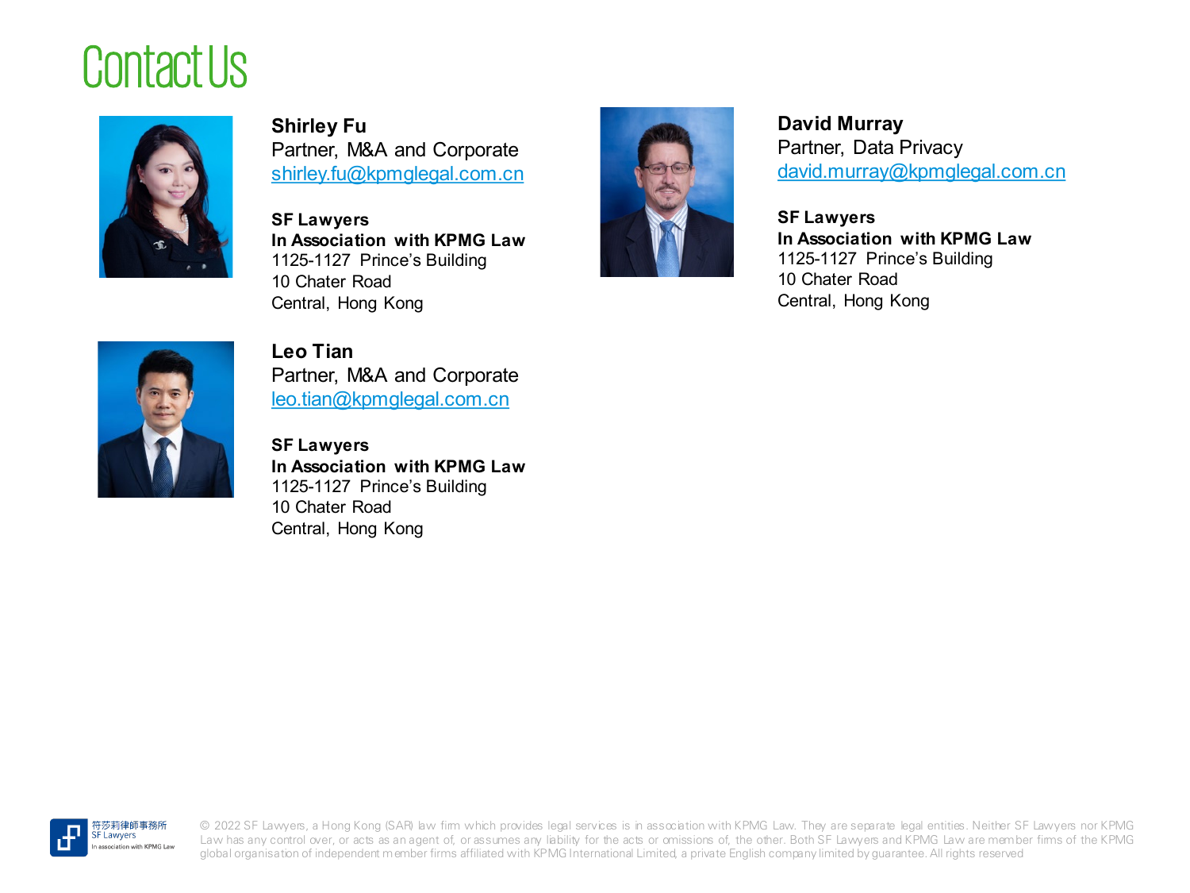# Contact Us

**Shirley Fu**
Partner, M&A and Corporate
shirley.fu@kpmglegal.com.cn

**SF Lawyers**
**In Association with KPMG Law**
1125-1127 Prince's Building
10 Chater Road
Central, Hong Kong

**David Murray**
Partner, Data Privacy
david.murray@kpmglegal.com.cn

**SF Lawyers**
**In Association with KPMG Law**
1125-1127 Prince's Building
10 Chater Road
Central, Hong Kong

**Leo Tian**
Partner, M&A and Corporate
leo.tian@kpmglegal.com.cn

**SF Lawyers**
**In Association with KPMG Law**
1125-1127 Prince's Building
10 Chater Road
Central, Hong Kong

符莎莉律師事務所
SF Lawyers
In association with KPMG Law

© 2022 SF Lawyers, a Hong Kong (SAR) law firm which provides legal services is in association with KPMG Law. They are separate legal entities. Neither SF Lawyers nor KPMG Law has any control over, or acts as an agent of, or assumes any liability for the acts or omissions of, the other. Both SF Lawyers and KPMG Law are member firms of the KPMG global organisation of independent member firms affiliated with KPMG International Limited, a private English company limited by guarantee. All rights reserved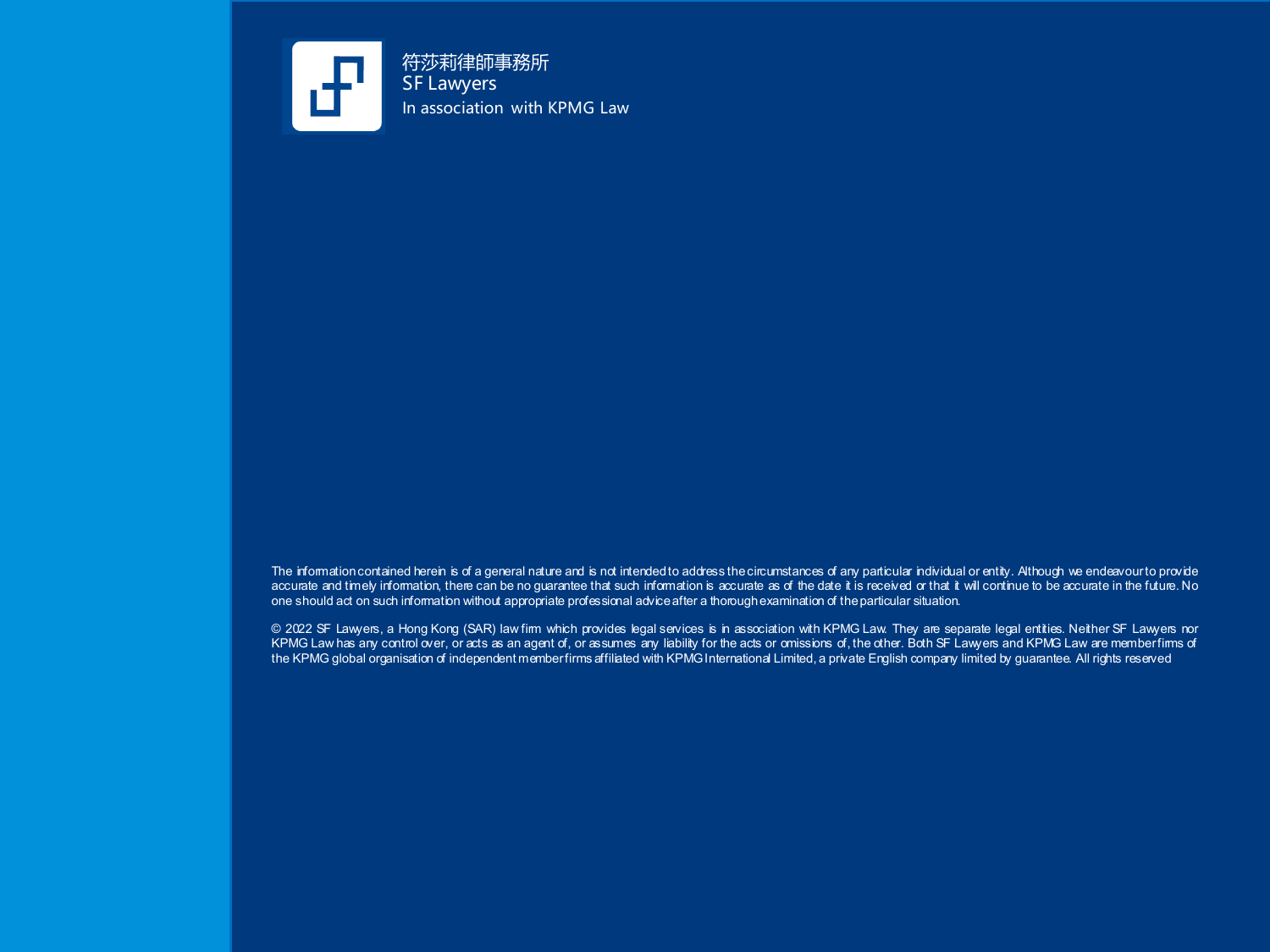符莎莉律師事務所
SF Lawyers
In association with KPMG Law

The information contained herein is of a general nature and is not intended to address the circumstances of any particular individual or entity. Although we endeavour to provide accurate and timely information, there can be no guarantee that such information is accurate as of the date it is received or that it will continue to be accurate in the future. No one should act on such information without appropriate professional advice after a thorough examination of the particular situation.

© 2022 SF Lawyers, a Hong Kong (SAR) law firm which provides legal services is in association with KPMG Law. They are separate legal entities. Neither SF Lawyers nor KPMG Law has any control over, or acts as an agent of, or assumes any liability for the acts or omissions of, the other. Both SF Lawyers and KPMG Law are member firms of the KPMG global organisation of independent member firms affiliated with KPMG International Limited, a private English company limited by guarantee. All rights reserved